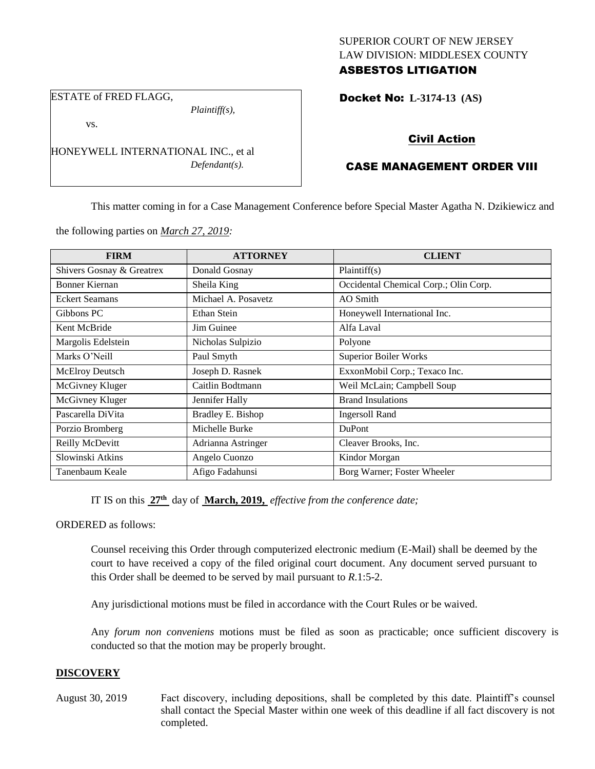SUPERIOR COURT OF NEW JERSEY
LAW DIVISION: MIDDLESEX COUNTY
**ASBESTOS LITIGATION**

ESTATE of FRED FLAGG,
*Plaintiff(s),*
vs.
HONEYWELL INTERNATIONAL INC., et al
*Defendant(s).*

**Docket No: L-3174-13 (AS)**

**Civil Action**

**CASE MANAGEMENT ORDER VIII**

This matter coming in for a Case Management Conference before Special Master Agatha N. Dzikiewicz and the following parties on *March 27, 2019:*

| FIRM | ATTORNEY | CLIENT |
|---|---|---|
| Shivers Gosnay & Greatrex | Donald Gosnay | Plaintiff(s) |
| Bonner Kiernan | Sheila King | Occidental Chemical Corp.; Olin Corp. |
| Eckert Seamans | Michael A. Posavetz | AO Smith |
| Gibbons PC | Ethan Stein | Honeywell International Inc. |
| Kent McBride | Jim Guinee | Alfa Laval |
| Margolis Edelstein | Nicholas Sulpizio | Polyone |
| Marks O'Neill | Paul Smyth | Superior Boiler Works |
| McElroy Deutsch | Joseph D. Rasnek | ExxonMobil Corp.; Texaco Inc. |
| McGivney Kluger | Caitlin Bodtmann | Weil McLain; Campbell Soup |
| McGivney Kluger | Jennifer Hally | Brand Insulations |
| Pascarella DiVita | Bradley E. Bishop | Ingersoll Rand |
| Porzio Bromberg | Michelle Burke | DuPont |
| Reilly McDevitt | Adrianna Astringer | Cleaver Brooks, Inc. |
| Slowinski Atkins | Angelo Cuonzo | Kindor Morgan |
| Tanenbaum Keale | Afigo Fadahunsi | Borg Warner; Foster Wheeler |

IT IS on this **27th** day of **March, 2019,** *effective from the conference date;*

ORDERED as follows:

Counsel receiving this Order through computerized electronic medium (E-Mail) shall be deemed by the court to have received a copy of the filed original court document. Any document served pursuant to this Order shall be deemed to be served by mail pursuant to *R.*1:5-2.

Any jurisdictional motions must be filed in accordance with the Court Rules or be waived.

Any *forum non conveniens* motions must be filed as soon as practicable; once sufficient discovery is conducted so that the motion may be properly brought.

## DISCOVERY

August 30, 2019 Fact discovery, including depositions, shall be completed by this date. Plaintiff's counsel shall contact the Special Master within one week of this deadline if all fact discovery is not completed.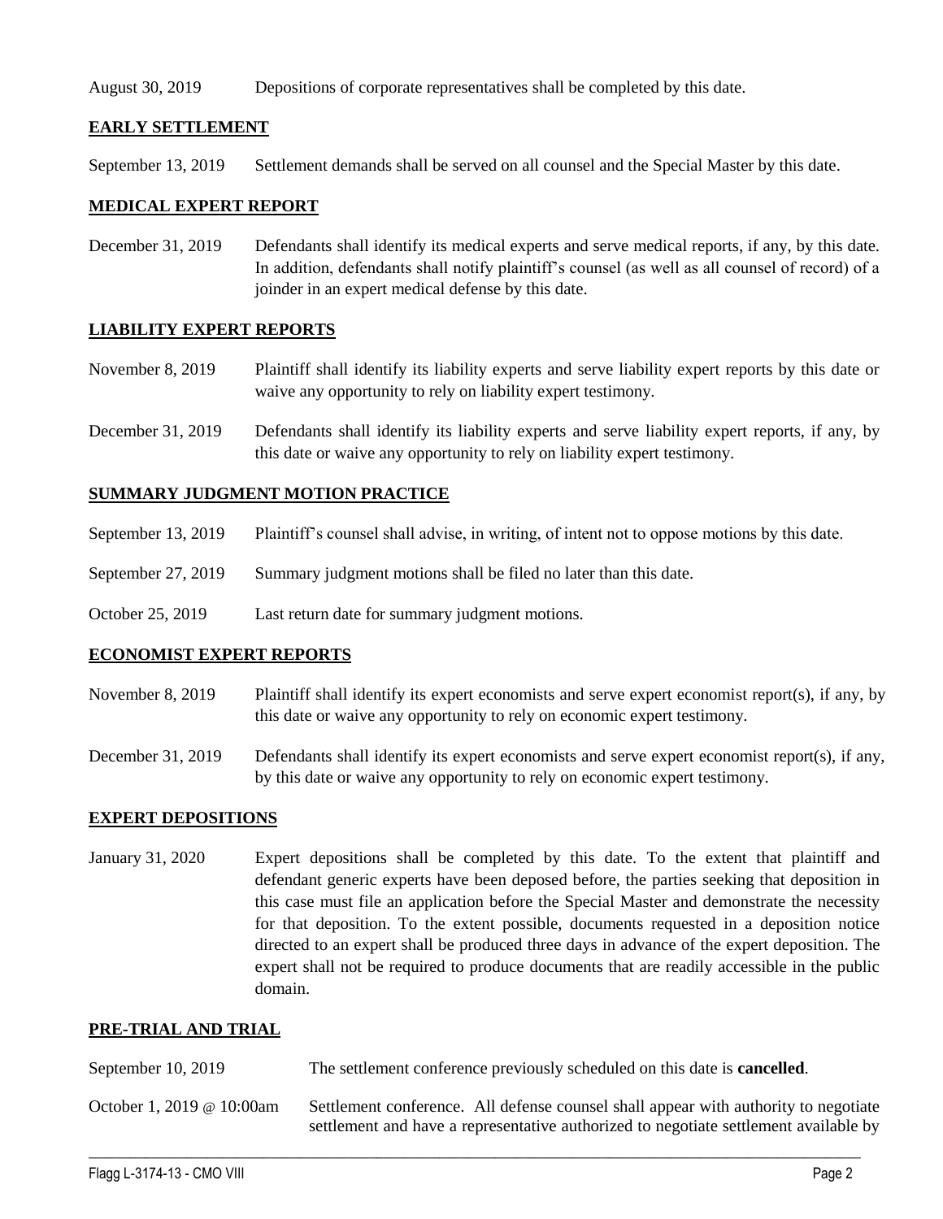| | |
|---|---|
| August 30, 2019 | Depositions of corporate representatives shall be completed by this date. |

## EARLY SETTLEMENT

| | |
|---|---|
| September 13, 2019 | Settlement demands shall be served on all counsel and the Special Master by this date. |

## MEDICAL EXPERT REPORT

| | |
|---|---|
| December 31, 2019 | Defendants shall identify its medical experts and serve medical reports, if any, by this date. In addition, defendants shall notify plaintiff's counsel (as well as all counsel of record) of a joinder in an expert medical defense by this date. |

## LIABILITY EXPERT REPORTS

| | |
|---|---|
| November 8, 2019 | Plaintiff shall identify its liability experts and serve liability expert reports by this date or waive any opportunity to rely on liability expert testimony. |
| December 31, 2019 | Defendants shall identify its liability experts and serve liability expert reports, if any, by this date or waive any opportunity to rely on liability expert testimony. |

## SUMMARY JUDGMENT MOTION PRACTICE

| | |
|---|---|
| September 13, 2019 | Plaintiff's counsel shall advise, in writing, of intent not to oppose motions by this date. |
| September 27, 2019 | Summary judgment motions shall be filed no later than this date. |
| October 25, 2019 | Last return date for summary judgment motions. |

## ECONOMIST EXPERT REPORTS

| | |
|---|---|
| November 8, 2019 | Plaintiff shall identify its expert economists and serve expert economist report(s), if any, by this date or waive any opportunity to rely on economic expert testimony. |
| December 31, 2019 | Defendants shall identify its expert economists and serve expert economist report(s), if any, by this date or waive any opportunity to rely on economic expert testimony. |

## EXPERT DEPOSITIONS

| | |
|---|---|
| January 31, 2020 | Expert depositions shall be completed by this date. To the extent that plaintiff and defendant generic experts have been deposed before, the parties seeking that deposition in this case must file an application before the Special Master and demonstrate the necessity for that deposition. To the extent possible, documents requested in a deposition notice directed to an expert shall be produced three days in advance of the expert deposition. The expert shall not be required to produce documents that are readily accessible in the public domain. |

## PRE-TRIAL AND TRIAL

| | |
|---|---|
| September 10, 2019 | The settlement conference previously scheduled on this date is **cancelled**. |
| October 1, 2019 @ 10:00am | Settlement conference. All defense counsel shall appear with authority to negotiate settlement and have a representative authorized to negotiate settlement available by |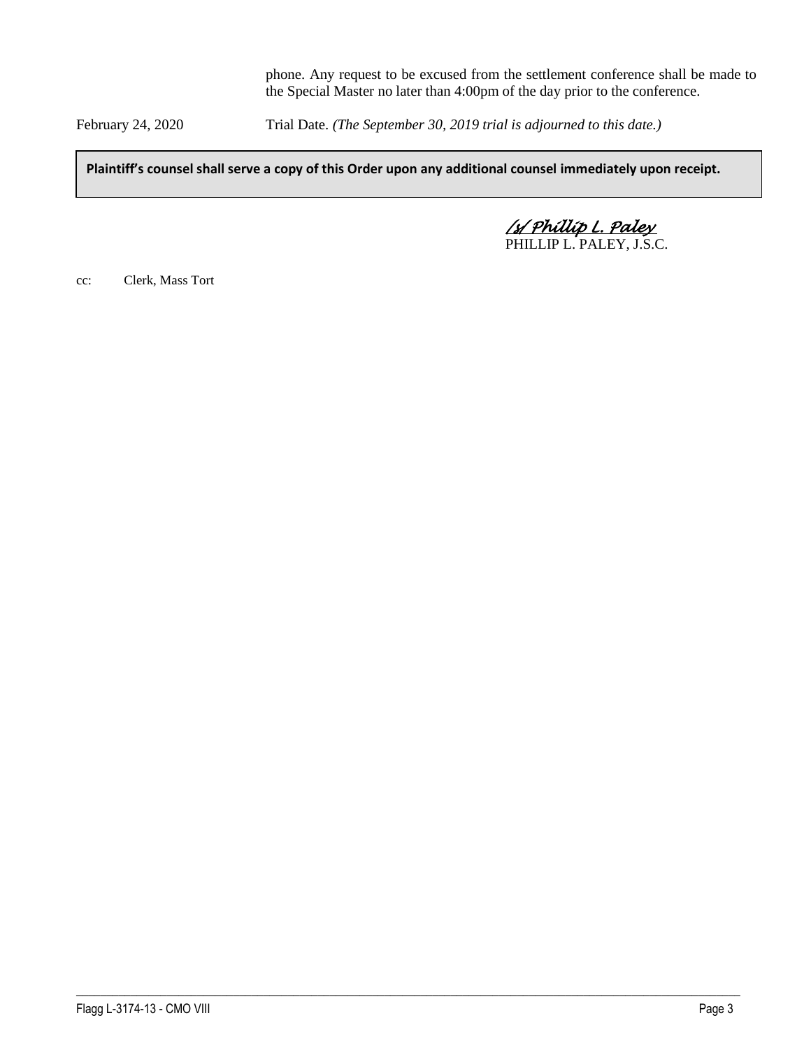phone. Any request to be excused from the settlement conference shall be made to the Special Master no later than 4:00pm of the day prior to the conference.

| | |
|---|---|
| February 24, 2020 | Trial Date. *(The September 30, 2019 trial is adjourned to this date.)* |

**Plaintiff's counsel shall serve a copy of this Order upon any additional counsel immediately upon receipt.**

*/s/ Phillip L. Paley*
PHILLIP L. PALEY, J.S.C.

cc: Clerk, Mass Tort